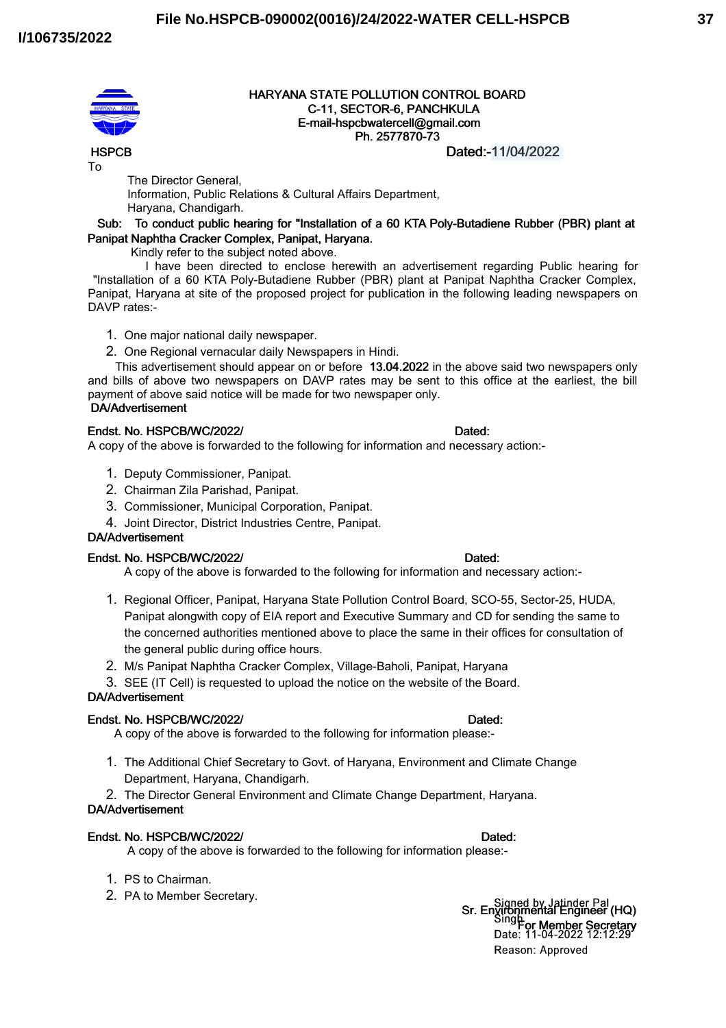# HARYANA STATE POLLUTION CONTROL BOARD
C-11, SECTOR-6, PANCHKULA
E-mail-hspcbwatercell@gmail.com
Ph. 2577870-73

HSPCB Dated:-11/04/2022

To

The Director General,
Information, Public Relations & Cultural Affairs Department,
Haryana, Chandigarh.

**Sub: To conduct public hearing for "Installation of a 60 KTA Poly-Butadiene Rubber (PBR) plant at Panipat Naphtha Cracker Complex, Panipat, Haryana.**

Kindly refer to the subject noted above.

I have been directed to enclose herewith an advertisement regarding Public hearing for "Installation of a 60 KTA Poly-Butadiene Rubber (PBR) plant at Panipat Naphtha Cracker Complex, Panipat, Haryana at site of the proposed project for publication in the following leading newspapers on DAVP rates:-

1. One major national daily newspaper.
2. One Regional vernacular daily Newspapers in Hindi.

This advertisement should appear on or before **13.04.2022** in the above said two newspapers only and bills of above two newspapers on DAVP rates may be sent to this office at the earliest, the bill payment of above said notice will be made for two newspaper only.

**DA/Advertisement**

**Endst. No. HSPCB/WC/2022/ Dated:**

A copy of the above is forwarded to the following for information and necessary action:-

1. Deputy Commissioner, Panipat.
2. Chairman Zila Parishad, Panipat.
3. Commissioner, Municipal Corporation, Panipat.
4. Joint Director, District Industries Centre, Panipat.

**DA/Advertisement**

**Endst. No. HSPCB/WC/2022/ Dated:**

A copy of the above is forwarded to the following for information and necessary action:-

1. Regional Officer, Panipat, Haryana State Pollution Control Board, SCO-55, Sector-25, HUDA, Panipat alongwith copy of EIA report and Executive Summary and CD for sending the same to the concerned authorities mentioned above to place the same in their offices for consultation of the general public during office hours.
2. M/s Panipat Naphtha Cracker Complex, Village-Baholi, Panipat, Haryana
3. SEE (IT Cell) is requested to upload the notice on the website of the Board.

**DA/Advertisement**

**Endst. No. HSPCB/WC/2022/ Dated:**

A copy of the above is forwarded to the following for information please:-

1. The Additional Chief Secretary to Govt. of Haryana, Environment and Climate Change Department, Haryana, Chandigarh.
2. The Director General Environment and Climate Change Department, Haryana.

**DA/Advertisement**

**Endst. No. HSPCB/WC/2022/ Dated:**

A copy of the above is forwarded to the following for information please:-

1. PS to Chairman.
2. PA to Member Secretary.

Signed by Jatinder Pal Singh
Date: 11-04-2022 12:12:29
Reason: Approved

**Sr. Environmental Engineer (HQ)**
**For Member Secretary**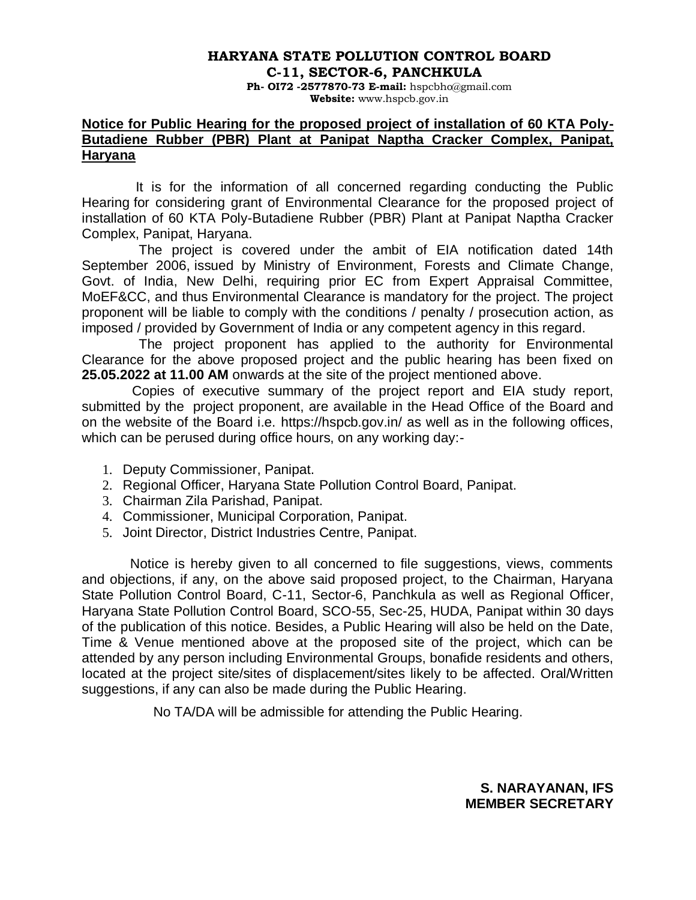**HARYANA STATE POLLUTION CONTROL BOARD**
**C-11, SECTOR-6, PANCHKULA**
**Ph- OI72 -2577870-73 E-mail:** hspcbho@gmail.com
**Website:** www.hspcb.gov.in

**Notice for Public Hearing for the proposed project of installation of 60 KTA Poly-Butadiene Rubber (PBR) Plant at Panipat Naptha Cracker Complex, Panipat, Haryana**

It is for the information of all concerned regarding conducting the Public Hearing for considering grant of Environmental Clearance for the proposed project of installation of 60 KTA Poly-Butadiene Rubber (PBR) Plant at Panipat Naptha Cracker Complex, Panipat, Haryana.

The project is covered under the ambit of EIA notification dated 14th September 2006, issued by Ministry of Environment, Forests and Climate Change, Govt. of India, New Delhi, requiring prior EC from Expert Appraisal Committee, MoEF&CC, and thus Environmental Clearance is mandatory for the project. The project proponent will be liable to comply with the conditions / penalty / prosecution action, as imposed / provided by Government of India or any competent agency in this regard.

The project proponent has applied to the authority for Environmental Clearance for the above proposed project and the public hearing has been fixed on **25.05.2022 at 11.00 AM** onwards at the site of the project mentioned above.

Copies of executive summary of the project report and EIA study report, submitted by the project proponent, are available in the Head Office of the Board and on the website of the Board i.e. https://hspcb.gov.in/ as well as in the following offices, which can be perused during office hours, on any working day:-

1. Deputy Commissioner, Panipat.
2. Regional Officer, Haryana State Pollution Control Board, Panipat.
3. Chairman Zila Parishad, Panipat.
4. Commissioner, Municipal Corporation, Panipat.
5. Joint Director, District Industries Centre, Panipat.

Notice is hereby given to all concerned to file suggestions, views, comments and objections, if any, on the above said proposed project, to the Chairman, Haryana State Pollution Control Board, C-11, Sector-6, Panchkula as well as Regional Officer, Haryana State Pollution Control Board, SCO-55, Sec-25, HUDA, Panipat within 30 days of the publication of this notice. Besides, a Public Hearing will also be held on the Date, Time & Venue mentioned above at the proposed site of the project, which can be attended by any person including Environmental Groups, bonafide residents and others, located at the project site/sites of displacement/sites likely to be affected. Oral/Written suggestions, if any can also be made during the Public Hearing.

No TA/DA will be admissible for attending the Public Hearing.

**S. NARAYANAN, IFS**
**MEMBER SECRETARY**